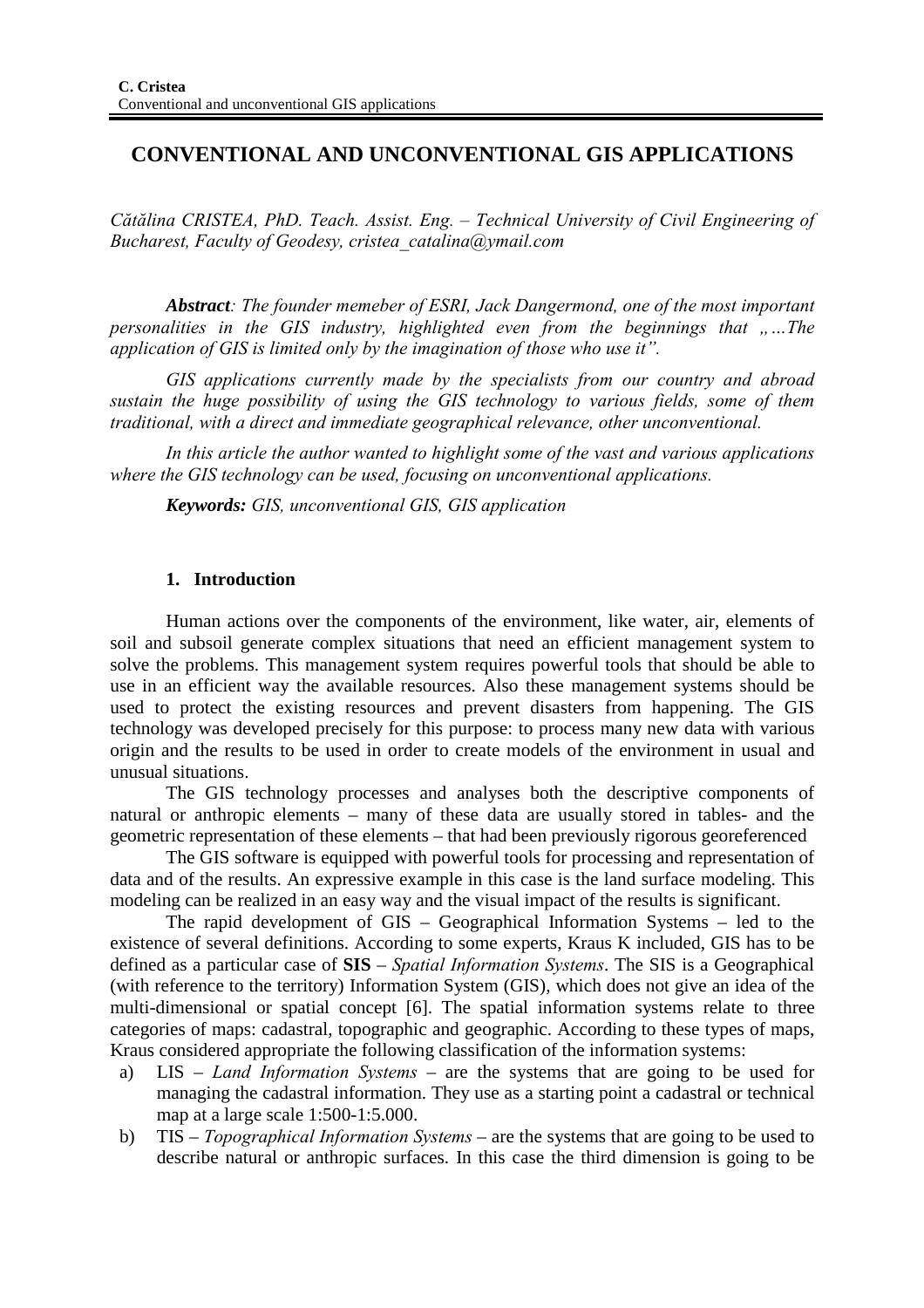# CONVENTIONAL AND UNCONVENTIONAL GIS APPLICATIONS

*Cătălina CRISTEA, PhD. Teach. Assist. Eng. – Technical University of Civil Engineering of Bucharest, Faculty of Geodesy, cristea_catalina@ymail.com*

***Abstract**: The founder memeber of ESRI, Jack Dangermond, one of the most important personalities in the GIS industry, highlighted even from the beginnings that „…The application of GIS is limited only by the imagination of those who use it".*

*GIS applications currently made by the specialists from our country and abroad sustain the huge possibility of using the GIS technology to various fields, some of them traditional, with a direct and immediate geographical relevance, other unconventional.*

*In this article the author wanted to highlight some of the vast and various applications where the GIS technology can be used, focusing on unconventional applications.*

***Keywords:** GIS, unconventional GIS, GIS application*

## 1. Introduction

Human actions over the components of the environment, like water, air, elements of soil and subsoil generate complex situations that need an efficient management system to solve the problems. This management system requires powerful tools that should be able to use in an efficient way the available resources. Also these management systems should be used to protect the existing resources and prevent disasters from happening. The GIS technology was developed precisely for this purpose: to process many new data with various origin and the results to be used in order to create models of the environment in usual and unusual situations.

The GIS technology processes and analyses both the descriptive components of natural or anthropic elements – many of these data are usually stored in tables- and the geometric representation of these elements – that had been previously rigorous georeferenced

The GIS software is equipped with powerful tools for processing and representation of data and of the results. An expressive example in this case is the land surface modeling. This modeling can be realized in an easy way and the visual impact of the results is significant.

The rapid development of GIS – Geographical Information Systems – led to the existence of several definitions. According to some experts, Kraus K included, GIS has to be defined as a particular case of **SIS** – *Spatial Information Systems*. The SIS is a Geographical (with reference to the territory) Information System (GIS), which does not give an idea of the multi-dimensional or spatial concept [6]. The spatial information systems relate to three categories of maps: cadastral, topographic and geographic. According to these types of maps, Kraus considered appropriate the following classification of the information systems:

a) LIS – *Land Information Systems* – are the systems that are going to be used for managing the cadastral information. They use as a starting point a cadastral or technical map at a large scale 1:500-1:5.000.

b) TIS – *Topographical Information Systems* – are the systems that are going to be used to describe natural or anthropic surfaces. In this case the third dimension is going to be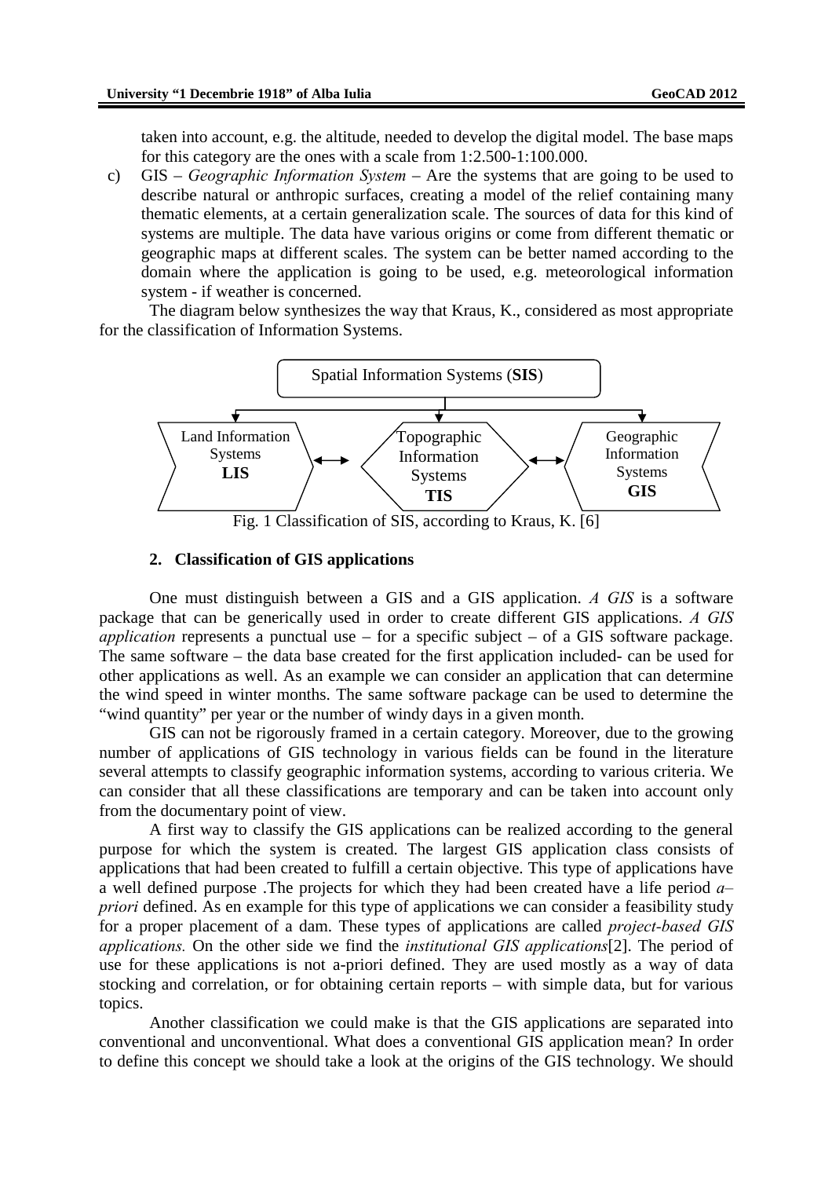taken into account, e.g. the altitude, needed to develop the digital model. The base maps for this category are the ones with a scale from 1:2.500-1:100.000.

c) GIS – *Geographic Information System* – Are the systems that are going to be used to describe natural or anthropic surfaces, creating a model of the relief containing many thematic elements, at a certain generalization scale. The sources of data for this kind of systems are multiple. The data have various origins or come from different thematic or geographic maps at different scales. The system can be better named according to the domain where the application is going to be used, e.g. meteorological information system - if weather is concerned.

The diagram below synthesizes the way that Kraus, K., considered as most appropriate for the classification of Information Systems.

Spatial Information Systems (**SIS**)

Land Information Systems **LIS** ⟷ Topographic Information Systems **TIS** ⟷ Geographic Information Systems **GIS**

Fig. 1 Classification of SIS, according to Kraus, K. [6]

## 2. Classification of GIS applications

One must distinguish between a GIS and a GIS application. *A GIS* is a software package that can be generically used in order to create different GIS applications. *A GIS application* represents a punctual use – for a specific subject – of a GIS software package. The same software – the data base created for the first application included- can be used for other applications as well. As an example we can consider an application that can determine the wind speed in winter months. The same software package can be used to determine the "wind quantity" per year or the number of windy days in a given month.

GIS can not be rigorously framed in a certain category. Moreover, due to the growing number of applications of GIS technology in various fields can be found in the literature several attempts to classify geographic information systems, according to various criteria. We can consider that all these classifications are temporary and can be taken into account only from the documentary point of view.

A first way to classify the GIS applications can be realized according to the general purpose for which the system is created. The largest GIS application class consists of applications that had been created to fulfill a certain objective. This type of applications have a well defined purpose .The projects for which they had been created have a life period *a–priori* defined. As en example for this type of applications we can consider a feasibility study for a proper placement of a dam. These types of applications are called *project-based GIS applications.* On the other side we find the *institutional GIS applications*[2]. The period of use for these applications is not a-priori defined. They are used mostly as a way of data stocking and correlation, or for obtaining certain reports – with simple data, but for various topics.

Another classification we could make is that the GIS applications are separated into conventional and unconventional. What does a conventional GIS application mean? In order to define this concept we should take a look at the origins of the GIS technology. We should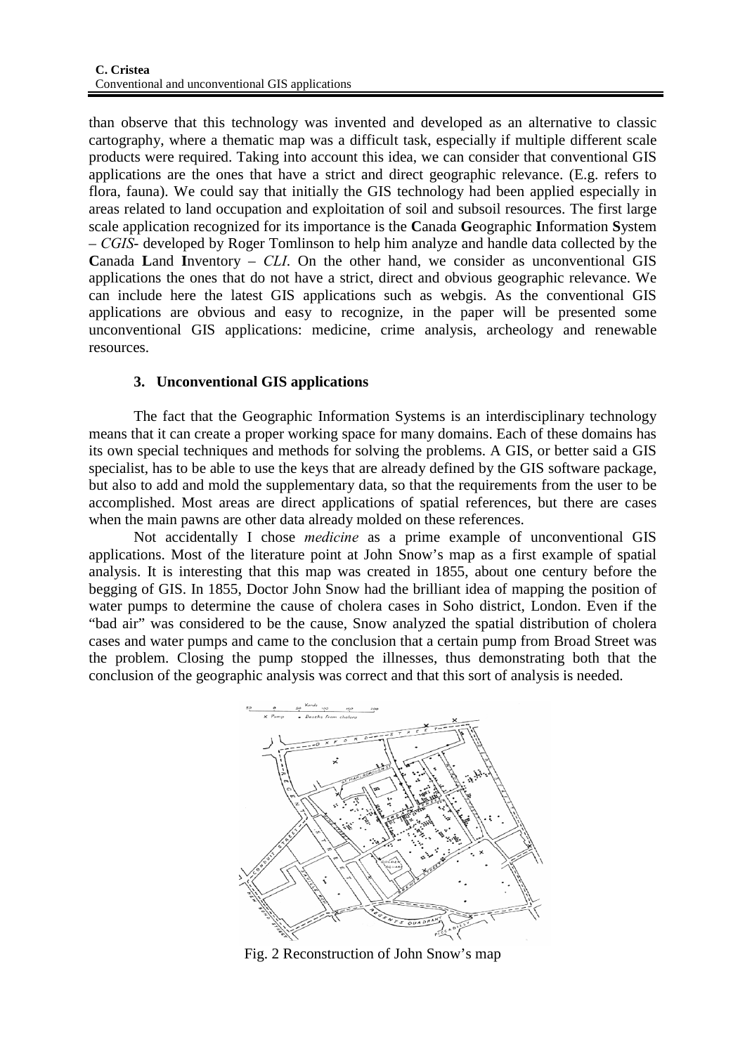than observe that this technology was invented and developed as an alternative to classic cartography, where a thematic map was a difficult task, especially if multiple different scale products were required. Taking into account this idea, we can consider that conventional GIS applications are the ones that have a strict and direct geographic relevance. (E.g. refers to flora, fauna). We could say that initially the GIS technology had been applied especially in areas related to land occupation and exploitation of soil and subsoil resources. The first large scale application recognized for its importance is the **C**anada **G**eographic **I**nformation **S**ystem – *CGIS*- developed by Roger Tomlinson to help him analyze and handle data collected by the **C**anada **L**and **I**nventory – *CLI*. On the other hand, we consider as unconventional GIS applications the ones that do not have a strict, direct and obvious geographic relevance. We can include here the latest GIS applications such as webgis. As the conventional GIS applications are obvious and easy to recognize, in the paper will be presented some unconventional GIS applications: medicine, crime analysis, archeology and renewable resources.

## 3. Unconventional GIS applications

The fact that the Geographic Information Systems is an interdisciplinary technology means that it can create a proper working space for many domains. Each of these domains has its own special techniques and methods for solving the problems. A GIS, or better said a GIS specialist, has to be able to use the keys that are already defined by the GIS software package, but also to add and mold the supplementary data, so that the requirements from the user to be accomplished. Most areas are direct applications of spatial references, but there are cases when the main pawns are other data already molded on these references.

Not accidentally I chose *medicine* as a prime example of unconventional GIS applications. Most of the literature point at John Snow's map as a first example of spatial analysis. It is interesting that this map was created in 1855, about one century before the begging of GIS. In 1855, Doctor John Snow had the brilliant idea of mapping the position of water pumps to determine the cause of cholera cases in Soho district, London. Even if the "bad air" was considered to be the cause, Snow analyzed the spatial distribution of cholera cases and water pumps and came to the conclusion that a certain pump from Broad Street was the problem. Closing the pump stopped the illnesses, thus demonstrating both that the conclusion of the geographic analysis was correct and that this sort of analysis is needed.

Fig. 2 Reconstruction of John Snow's map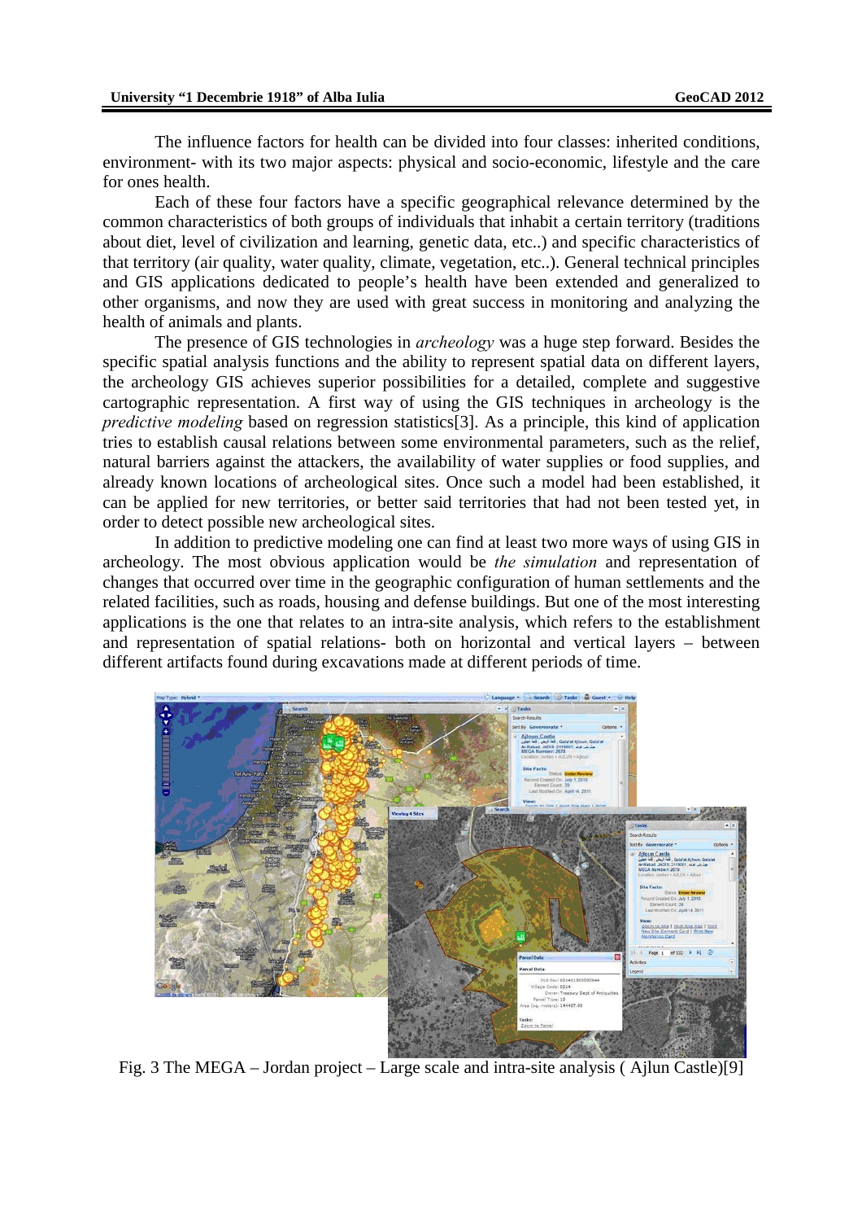The influence factors for health can be divided into four classes: inherited conditions, environment- with its two major aspects: physical and socio-economic, lifestyle and the care for ones health.

Each of these four factors have a specific geographical relevance determined by the common characteristics of both groups of individuals that inhabit a certain territory (traditions about diet, level of civilization and learning, genetic data, etc..) and specific characteristics of that territory (air quality, water quality, climate, vegetation, etc..). General technical principles and GIS applications dedicated to people's health have been extended and generalized to other organisms, and now they are used with great success in monitoring and analyzing the health of animals and plants.

The presence of GIS technologies in *archeology* was a huge step forward. Besides the specific spatial analysis functions and the ability to represent spatial data on different layers, the archeology GIS achieves superior possibilities for a detailed, complete and suggestive cartographic representation. A first way of using the GIS techniques in archeology is the *predictive modeling* based on regression statistics[3]. As a principle, this kind of application tries to establish causal relations between some environmental parameters, such as the relief, natural barriers against the attackers, the availability of water supplies or food supplies, and already known locations of archeological sites. Once such a model had been established, it can be applied for new territories, or better said territories that had not been tested yet, in order to detect possible new archeological sites.

In addition to predictive modeling one can find at least two more ways of using GIS in archeology. The most obvious application would be *the simulation* and representation of changes that occurred over time in the geographic configuration of human settlements and the related facilities, such as roads, housing and defense buildings. But one of the most interesting applications is the one that relates to an intra-site analysis, which refers to the establishment and representation of spatial relations- both on horizontal and vertical layers – between different artifacts found during excavations made at different periods of time.

Fig. 3 The MEGA – Jordan project – Large scale and intra-site analysis ( Ajlun Castle)[9]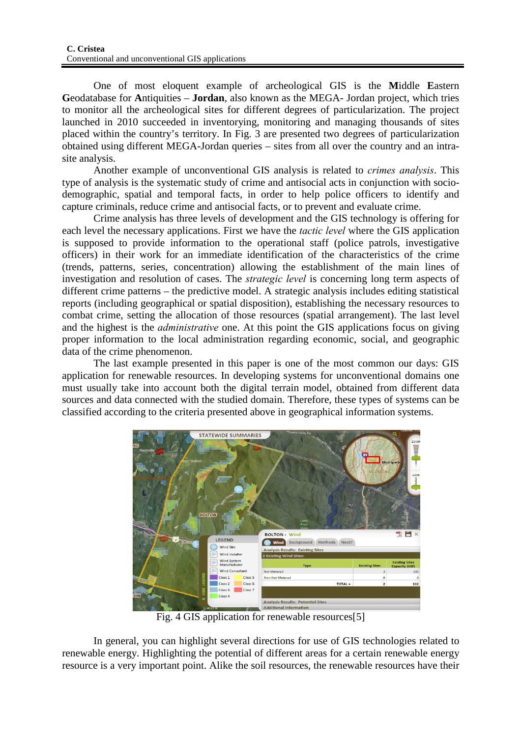One of most eloquent example of archeological GIS is the **M**iddle **E**astern **G**eodatabase for **A**ntiquities – **Jordan**, also known as the MEGA- Jordan project, which tries to monitor all the archeological sites for different degrees of particularization. The project launched in 2010 succeeded in inventorying, monitoring and managing thousands of sites placed within the country's territory. In Fig. 3 are presented two degrees of particularization obtained using different MEGA-Jordan queries – sites from all over the country and an intra-site analysis.

Another example of unconventional GIS analysis is related to *crimes analysis*. This type of analysis is the systematic study of crime and antisocial acts in conjunction with socio-demographic, spatial and temporal facts, in order to help police officers to identify and capture criminals, reduce crime and antisocial facts, or to prevent and evaluate crime.

Crime analysis has three levels of development and the GIS technology is offering for each level the necessary applications. First we have the *tactic level* where the GIS application is supposed to provide information to the operational staff (police patrols, investigative officers) in their work for an immediate identification of the characteristics of the crime (trends, patterns, series, concentration) allowing the establishment of the main lines of investigation and resolution of cases. The *strategic level* is concerning long term aspects of different crime patterns – the predictive model. A strategic analysis includes editing statistical reports (including geographical or spatial disposition), establishing the necessary resources to combat crime, setting the allocation of those resources (spatial arrangement). The last level and the highest is the *administrative* one. At this point the GIS applications focus on giving proper information to the local administration regarding economic, social, and geographic data of the crime phenomenon.

The last example presented in this paper is one of the most common our days: GIS application for renewable resources. In developing systems for unconventional domains one must usually take into account both the digital terrain model, obtained from different data sources and data connected with the studied domain. Therefore, these types of systems can be classified according to the criteria presented above in geographical information systems.

Fig. 4 GIS application for renewable resources[5]

In general, you can highlight several directions for use of GIS technologies related to renewable energy. Highlighting the potential of different areas for a certain renewable energy resource is a very important point. Alike the soil resources, the renewable resources have their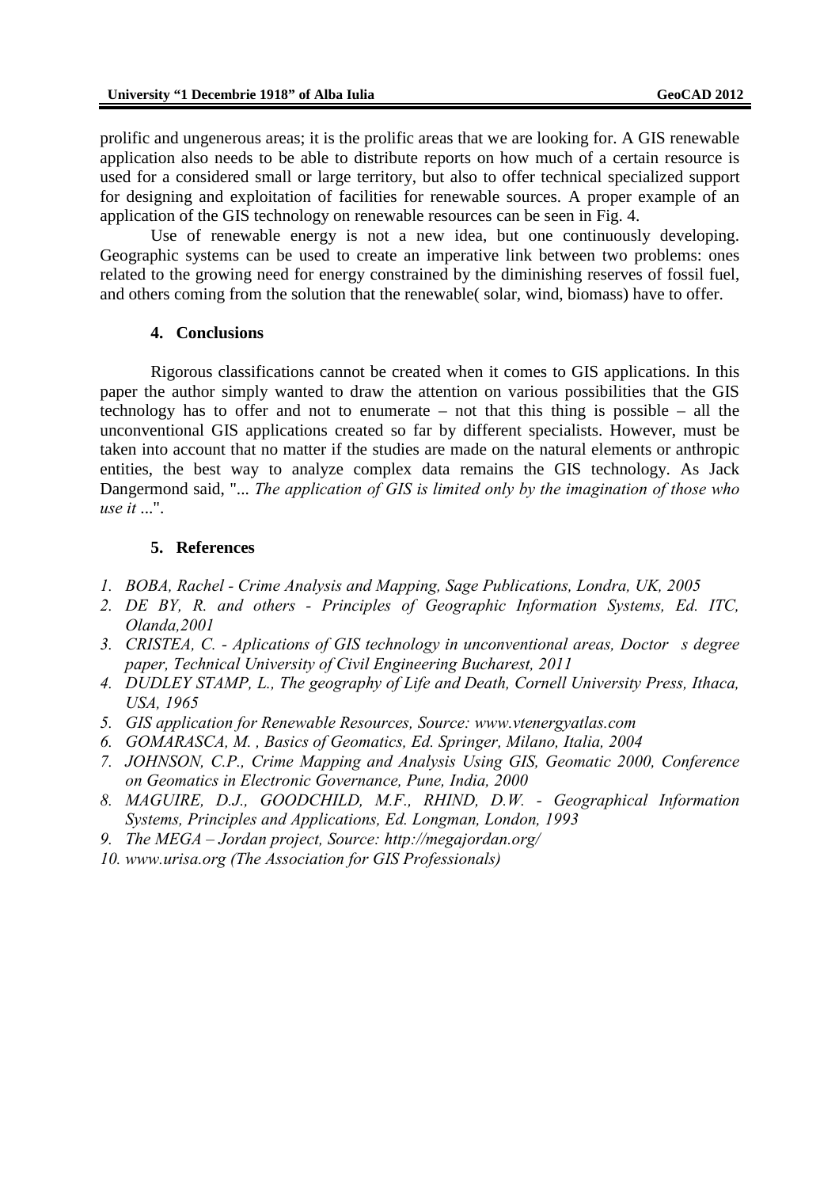prolific and ungenerous areas; it is the prolific areas that we are looking for. A GIS renewable application also needs to be able to distribute reports on how much of a certain resource is used for a considered small or large territory, but also to offer technical specialized support for designing and exploitation of facilities for renewable sources. A proper example of an application of the GIS technology on renewable resources can be seen in Fig. 4.

Use of renewable energy is not a new idea, but one continuously developing. Geographic systems can be used to create an imperative link between two problems: ones related to the growing need for energy constrained by the diminishing reserves of fossil fuel, and others coming from the solution that the renewable( solar, wind, biomass) have to offer.

## 4. Conclusions

Rigorous classifications cannot be created when it comes to GIS applications. In this paper the author simply wanted to draw the attention on various possibilities that the GIS technology has to offer and not to enumerate – not that this thing is possible – all the unconventional GIS applications created so far by different specialists. However, must be taken into account that no matter if the studies are made on the natural elements or anthropic entities, the best way to analyze complex data remains the GIS technology. As Jack Dangermond said, "... *The application of GIS is limited only by the imagination of those who use it* ...".

## 5. References

1. *BOBA, Rachel - Crime Analysis and Mapping, Sage Publications, Londra, UK, 2005*
2. *DE BY, R. and others - Principles of Geographic Information Systems, Ed. ITC, Olanda,2001*
3. *CRISTEA, C. - Aplications of GIS technology in unconventional areas, Doctor s degree paper, Technical University of Civil Engineering Bucharest, 2011*
4. *DUDLEY STAMP, L., The geography of Life and Death, Cornell University Press, Ithaca, USA, 1965*
5. *GIS application for Renewable Resources, Source: www.vtenergyatlas.com*
6. *GOMARASCA, M. , Basics of Geomatics, Ed. Springer, Milano, Italia, 2004*
7. *JOHNSON, C.P., Crime Mapping and Analysis Using GIS, Geomatic 2000, Conference on Geomatics in Electronic Governance, Pune, India, 2000*
8. *MAGUIRE, D.J., GOODCHILD, M.F., RHIND, D.W. - Geographical Information Systems, Principles and Applications, Ed. Longman, London, 1993*
9. *The MEGA – Jordan project, Source: http://megajordan.org/*
10. *www.urisa.org (The Association for GIS Professionals)*